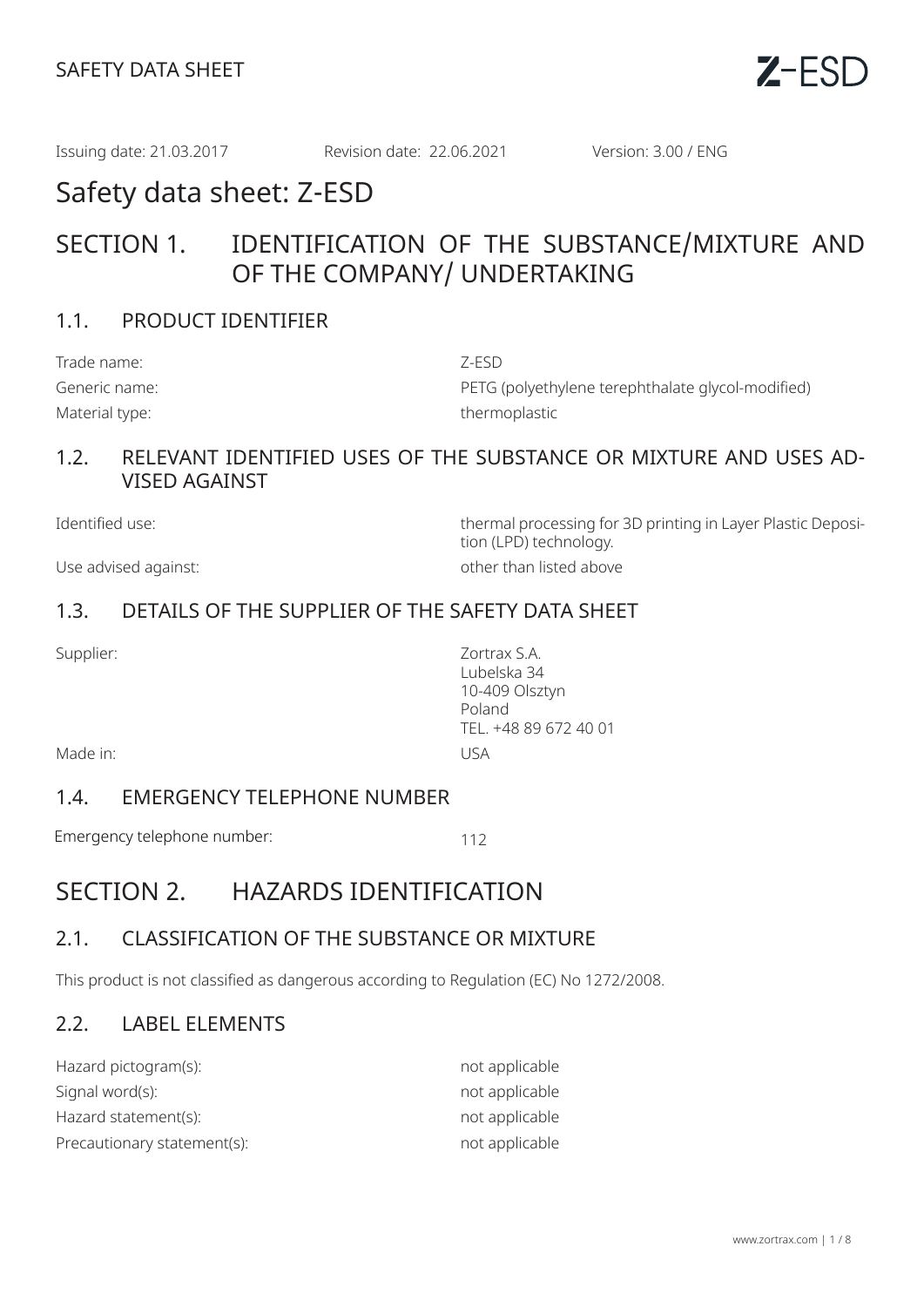Issuing date: 21.03.2017 Revision date: 22.06.2021 Version: 3.00 / ENG

# Safety data sheet: Z-ESD

## SECTION 1. IDENTIFICATION OF THE SUBSTANCE/MIXTURE AND OF THE COMPANY/ UNDERTAKING

### 1.1. PRODUCT IDENTIFIER

| | |
|---|---|
| Trade name: | Z-ESD |
| Generic name: | PETG (polyethylene terephthalate glycol-modified) |
| Material type: | thermoplastic |

### 1.2. RELEVANT IDENTIFIED USES OF THE SUBSTANCE OR MIXTURE AND USES ADVISED AGAINST

| | |
|---|---|
| Identified use: | thermal processing for 3D printing in Layer Plastic Deposition (LPD) technology. |
| Use advised against: | other than listed above |

### 1.3. DETAILS OF THE SUPPLIER OF THE SAFETY DATA SHEET

| | |
|---|---|
| Supplier: | Zortrax S.A.<br>Lubelska 34<br>10-409 Olsztyn<br>Poland<br>TEL. +48 89 672 40 01 |
| Made in: | USA |

### 1.4. EMERGENCY TELEPHONE NUMBER

| | |
|---|---|
| Emergency telephone number: | 112 |

## SECTION 2. HAZARDS IDENTIFICATION

### 2.1. CLASSIFICATION OF THE SUBSTANCE OR MIXTURE

This product is not classified as dangerous according to Regulation (EC) No 1272/2008.

### 2.2. LABEL ELEMENTS

| | |
|---|---|
| Hazard pictogram(s): | not applicable |
| Signal word(s): | not applicable |
| Hazard statement(s): | not applicable |
| Precautionary statement(s): | not applicable |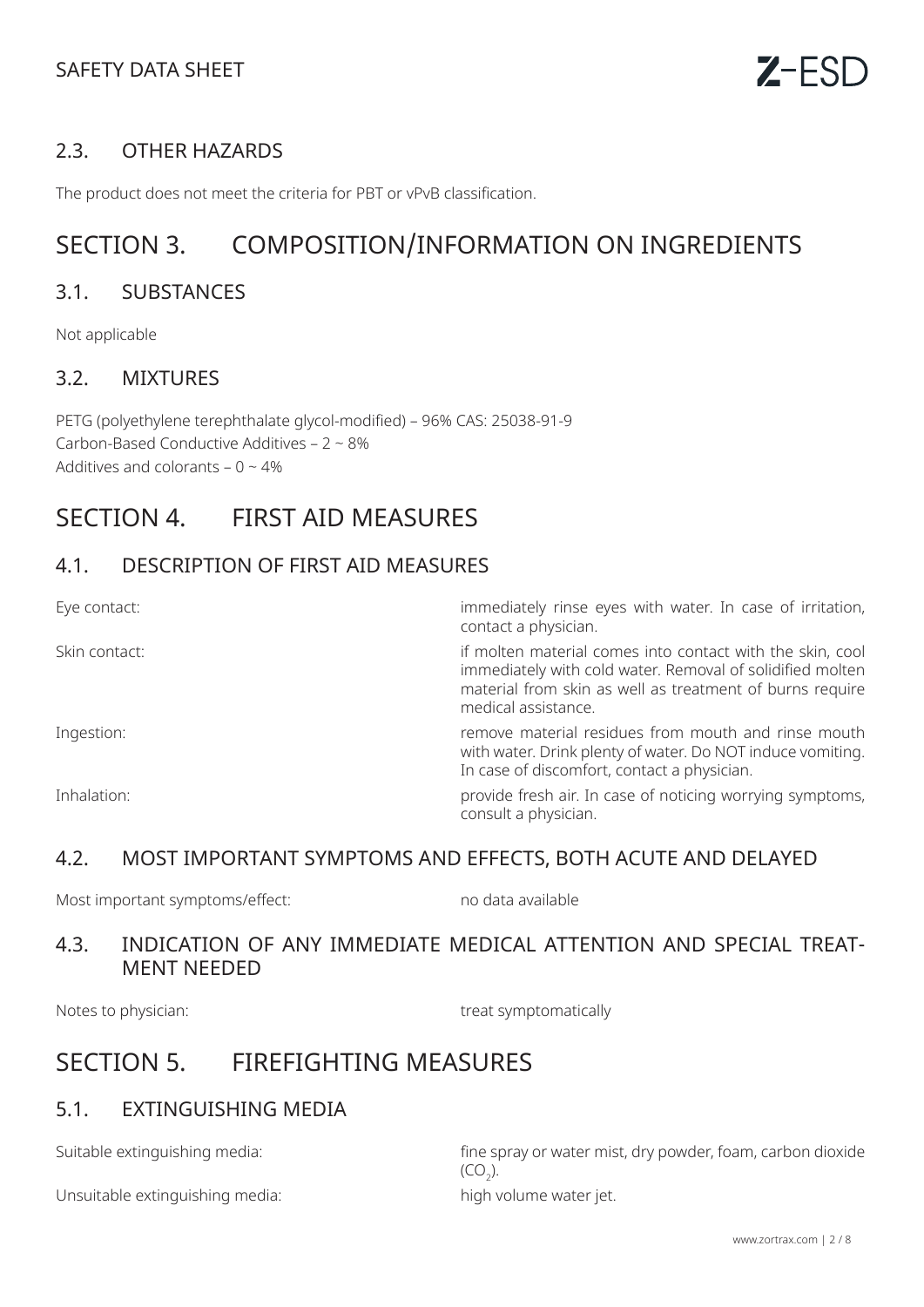### 2.3. OTHER HAZARDS

The product does not meet the criteria for PBT or vPvB classification.

## SECTION 3. COMPOSITION/INFORMATION ON INGREDIENTS

### 3.1. SUBSTANCES

Not applicable

### 3.2. MIXTURES

PETG (polyethylene terephthalate glycol-modified) – 96% CAS: 25038-91-9
Carbon-Based Conductive Additives – 2 ~ 8%
Additives and colorants – 0 ~ 4%

## SECTION 4. FIRST AID MEASURES

### 4.1. DESCRIPTION OF FIRST AID MEASURES

| | |
|---|---|
| Eye contact: | immediately rinse eyes with water. In case of irritation, contact a physician. |
| Skin contact: | if molten material comes into contact with the skin, cool immediately with cold water. Removal of solidified molten material from skin as well as treatment of burns require medical assistance. |
| Ingestion: | remove material residues from mouth and rinse mouth with water. Drink plenty of water. Do NOT induce vomiting. In case of discomfort, contact a physician. |
| Inhalation: | provide fresh air. In case of noticing worrying symptoms, consult a physician. |

### 4.2. MOST IMPORTANT SYMPTOMS AND EFFECTS, BOTH ACUTE AND DELAYED

| | |
|---|---|
| Most important symptoms/effect: | no data available |

### 4.3. INDICATION OF ANY IMMEDIATE MEDICAL ATTENTION AND SPECIAL TREATMENT NEEDED

| | |
|---|---|
| Notes to physician: | treat symptomatically |

## SECTION 5. FIREFIGHTING MEASURES

### 5.1. EXTINGUISHING MEDIA

| | |
|---|---|
| Suitable extinguishing media: | fine spray or water mist, dry powder, foam, carbon dioxide ($CO_2$). |
| Unsuitable extinguishing media: | high volume water jet. |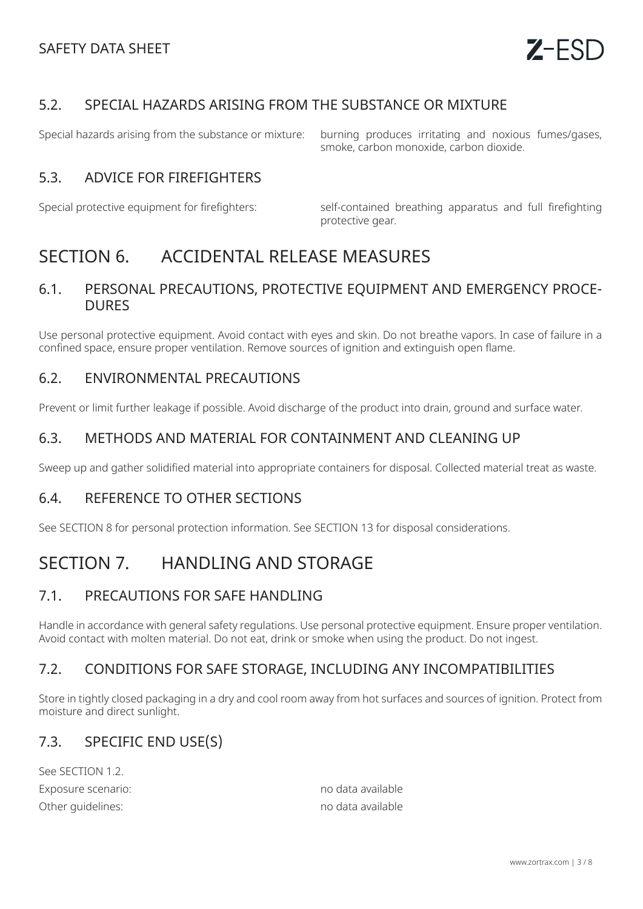### 5.2. SPECIAL HAZARDS ARISING FROM THE SUBSTANCE OR MIXTURE

Special hazards arising from the substance or mixture: burning produces irritating and noxious fumes/gases, smoke, carbon monoxide, carbon dioxide.

### 5.3. ADVICE FOR FIREFIGHTERS

Special protective equipment for firefighters: self-contained breathing apparatus and full firefighting protective gear.

## SECTION 6. ACCIDENTAL RELEASE MEASURES

### 6.1. PERSONAL PRECAUTIONS, PROTECTIVE EQUIPMENT AND EMERGENCY PROCEDURES

Use personal protective equipment. Avoid contact with eyes and skin. Do not breathe vapors. In case of failure in a confined space, ensure proper ventilation. Remove sources of ignition and extinguish open flame.

### 6.2. ENVIRONMENTAL PRECAUTIONS

Prevent or limit further leakage if possible. Avoid discharge of the product into drain, ground and surface water.

### 6.3. METHODS AND MATERIAL FOR CONTAINMENT AND CLEANING UP

Sweep up and gather solidified material into appropriate containers for disposal. Collected material treat as waste.

### 6.4. REFERENCE TO OTHER SECTIONS

See SECTION 8 for personal protection information. See SECTION 13 for disposal considerations.

## SECTION 7. HANDLING AND STORAGE

### 7.1. PRECAUTIONS FOR SAFE HANDLING

Handle in accordance with general safety regulations. Use personal protective equipment. Ensure proper ventilation. Avoid contact with molten material. Do not eat, drink or smoke when using the product. Do not ingest.

### 7.2. CONDITIONS FOR SAFE STORAGE, INCLUDING ANY INCOMPATIBILITIES

Store in tightly closed packaging in a dry and cool room away from hot surfaces and sources of ignition. Protect from moisture and direct sunlight.

### 7.3. SPECIFIC END USE(S)

See SECTION 1.2.

Exposure scenario: no data available

Other guidelines: no data available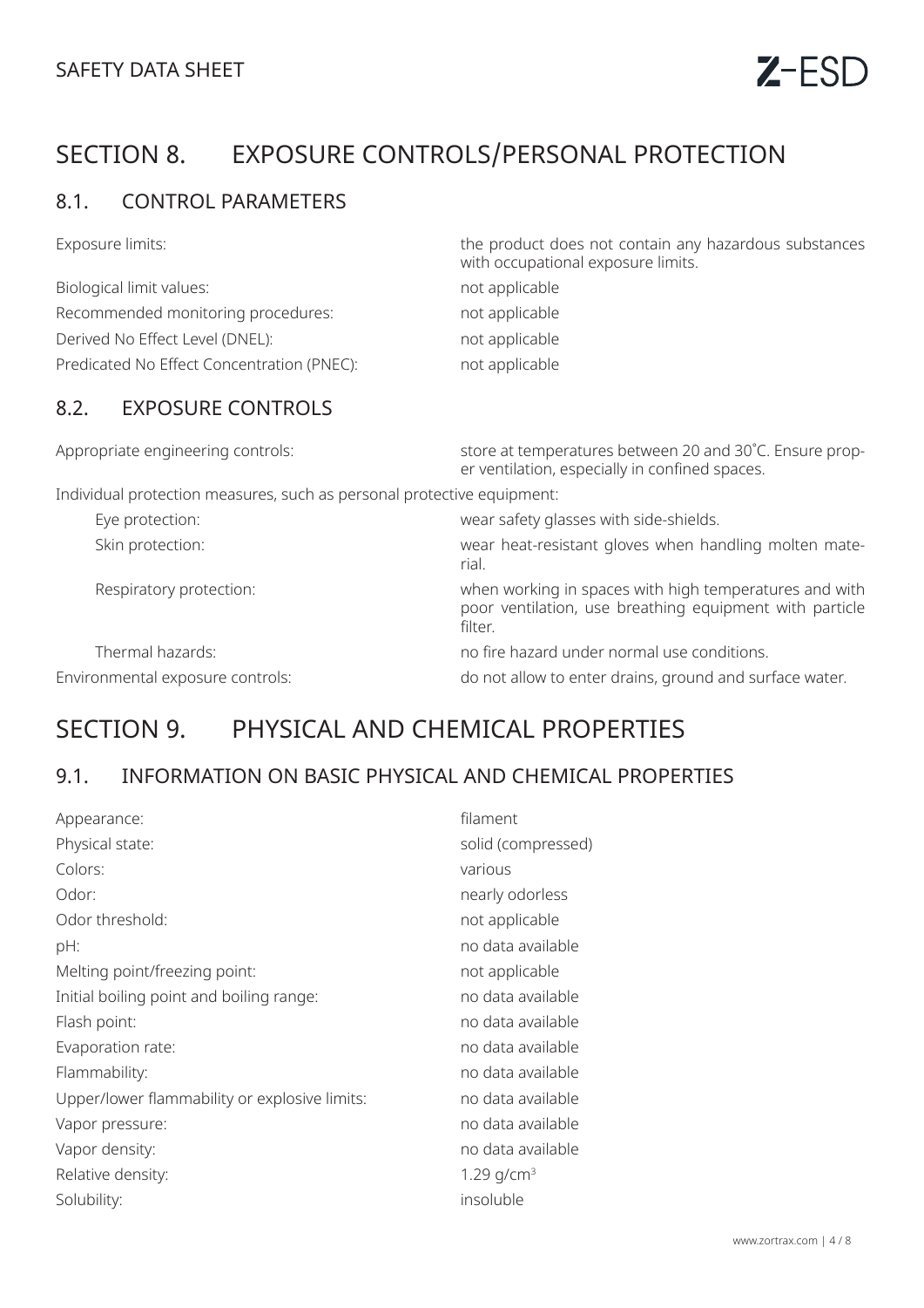# SECTION 8. EXPOSURE CONTROLS/PERSONAL PROTECTION

## 8.1. CONTROL PARAMETERS

| | |
|---|---|
| Exposure limits: | the product does not contain any hazardous substances with occupational exposure limits. |
| Biological limit values: | not applicable |
| Recommended monitoring procedures: | not applicable |
| Derived No Effect Level (DNEL): | not applicable |
| Predicated No Effect Concentration (PNEC): | not applicable |

## 8.2. EXPOSURE CONTROLS

| | |
|---|---|
| Appropriate engineering controls: | store at temperatures between 20 and 30˚C. Ensure proper ventilation, especially in confined spaces. |
| Individual protection measures, such as personal protective equipment: | |
| Eye protection: | wear safety glasses with side-shields. |
| Skin protection: | wear heat-resistant gloves when handling molten material. |
| Respiratory protection: | when working in spaces with high temperatures and with poor ventilation, use breathing equipment with particle filter. |
| Thermal hazards: | no fire hazard under normal use conditions. |
| Environmental exposure controls: | do not allow to enter drains, ground and surface water. |

# SECTION 9. PHYSICAL AND CHEMICAL PROPERTIES

## 9.1. INFORMATION ON BASIC PHYSICAL AND CHEMICAL PROPERTIES

| | |
|---|---|
| Appearance: | filament |
| Physical state: | solid (compressed) |
| Colors: | various |
| Odor: | nearly odorless |
| Odor threshold: | not applicable |
| pH: | no data available |
| Melting point/freezing point: | not applicable |
| Initial boiling point and boiling range: | no data available |
| Flash point: | no data available |
| Evaporation rate: | no data available |
| Flammability: | no data available |
| Upper/lower flammability or explosive limits: | no data available |
| Vapor pressure: | no data available |
| Vapor density: | no data available |
| Relative density: | 1.29 g/cm$^3$ |
| Solubility: | insoluble |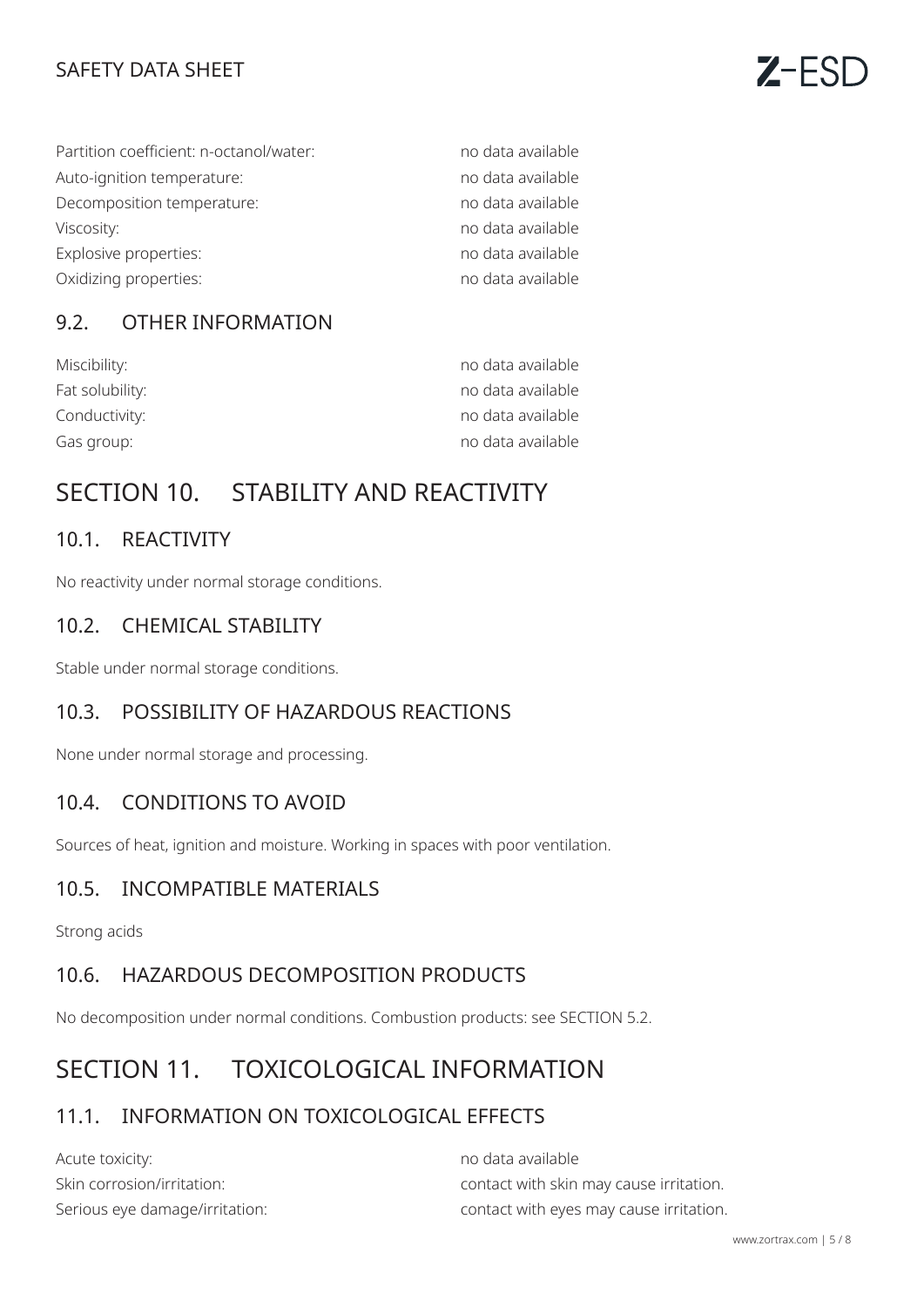| | |
|---|---|
| Partition coefficient: n-octanol/water: | no data available |
| Auto-ignition temperature: | no data available |
| Decomposition temperature: | no data available |
| Viscosity: | no data available |
| Explosive properties: | no data available |
| Oxidizing properties: | no data available |

### 9.2. OTHER INFORMATION

| | |
|---|---|
| Miscibility: | no data available |
| Fat solubility: | no data available |
| Conductivity: | no data available |
| Gas group: | no data available |

## SECTION 10. STABILITY AND REACTIVITY

### 10.1. REACTIVITY

No reactivity under normal storage conditions.

### 10.2. CHEMICAL STABILITY

Stable under normal storage conditions.

### 10.3. POSSIBILITY OF HAZARDOUS REACTIONS

None under normal storage and processing.

### 10.4. CONDITIONS TO AVOID

Sources of heat, ignition and moisture. Working in spaces with poor ventilation.

### 10.5. INCOMPATIBLE MATERIALS

Strong acids

### 10.6. HAZARDOUS DECOMPOSITION PRODUCTS

No decomposition under normal conditions. Combustion products: see SECTION 5.2.

## SECTION 11. TOXICOLOGICAL INFORMATION

### 11.1. INFORMATION ON TOXICOLOGICAL EFFECTS

| | |
|---|---|
| Acute toxicity: | no data available |
| Skin corrosion/irritation: | contact with skin may cause irritation. |
| Serious eye damage/irritation: | contact with eyes may cause irritation. |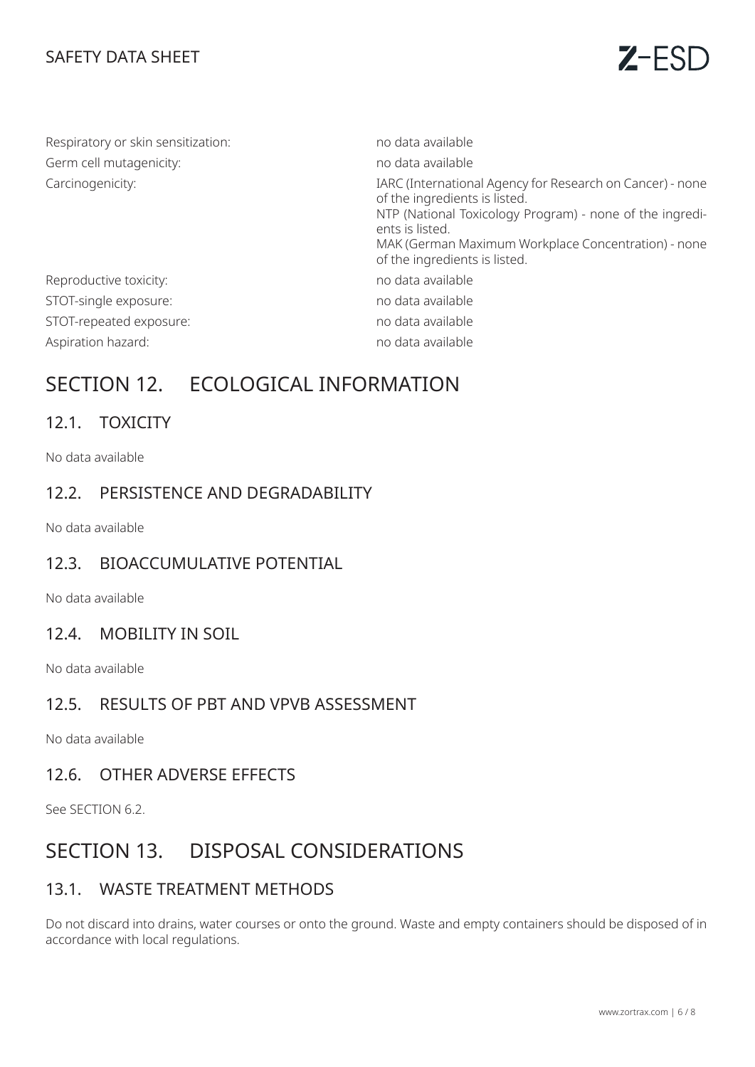| | |
|---|---|
| Respiratory or skin sensitization: | no data available |
| Germ cell mutagenicity: | no data available |
| Carcinogenicity: | IARC (International Agency for Research on Cancer) - none of the ingredients is listed.<br>NTP (National Toxicology Program) - none of the ingredients is listed.<br>MAK (German Maximum Workplace Concentration) - none of the ingredients is listed. |
| Reproductive toxicity: | no data available |
| STOT-single exposure: | no data available |
| STOT-repeated exposure: | no data available |
| Aspiration hazard: | no data available |

# SECTION 12. ECOLOGICAL INFORMATION

## 12.1. TOXICITY

No data available

## 12.2. PERSISTENCE AND DEGRADABILITY

No data available

## 12.3. BIOACCUMULATIVE POTENTIAL

No data available

## 12.4. MOBILITY IN SOIL

No data available

## 12.5. RESULTS OF PBT AND VPVB ASSESSMENT

No data available

## 12.6. OTHER ADVERSE EFFECTS

See SECTION 6.2.

# SECTION 13. DISPOSAL CONSIDERATIONS

## 13.1. WASTE TREATMENT METHODS

Do not discard into drains, water courses or onto the ground. Waste and empty containers should be disposed of in accordance with local regulations.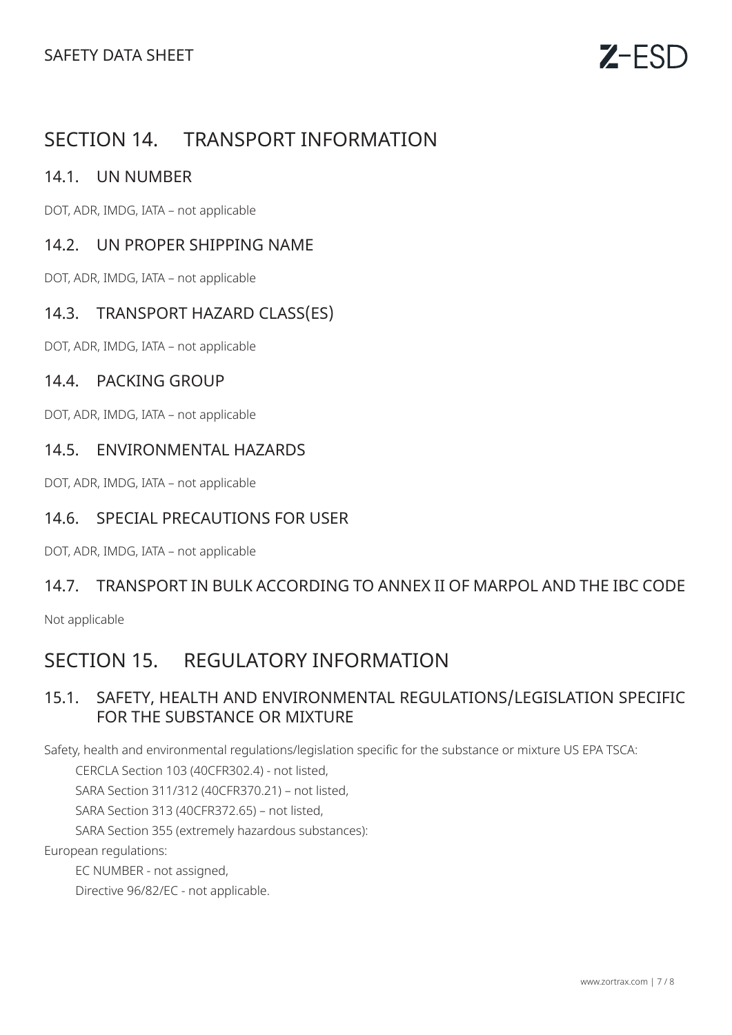# SECTION 14. TRANSPORT INFORMATION

## 14.1. UN NUMBER

DOT, ADR, IMDG, IATA – not applicable

## 14.2. UN PROPER SHIPPING NAME

DOT, ADR, IMDG, IATA – not applicable

## 14.3. TRANSPORT HAZARD CLASS(ES)

DOT, ADR, IMDG, IATA – not applicable

## 14.4. PACKING GROUP

DOT, ADR, IMDG, IATA – not applicable

## 14.5. ENVIRONMENTAL HAZARDS

DOT, ADR, IMDG, IATA – not applicable

## 14.6. SPECIAL PRECAUTIONS FOR USER

DOT, ADR, IMDG, IATA – not applicable

## 14.7. TRANSPORT IN BULK ACCORDING TO ANNEX II OF MARPOL AND THE IBC CODE

Not applicable

# SECTION 15. REGULATORY INFORMATION

## 15.1. SAFETY, HEALTH AND ENVIRONMENTAL REGULATIONS/LEGISLATION SPECIFIC FOR THE SUBSTANCE OR MIXTURE

Safety, health and environmental regulations/legislation specific for the substance or mixture US EPA TSCA:

- CERCLA Section 103 (40CFR302.4) - not listed,
- SARA Section 311/312 (40CFR370.21) – not listed,
- SARA Section 313 (40CFR372.65) – not listed,
- SARA Section 355 (extremely hazardous substances):

European regulations:

- EC NUMBER - not assigned,
- Directive 96/82/EC - not applicable.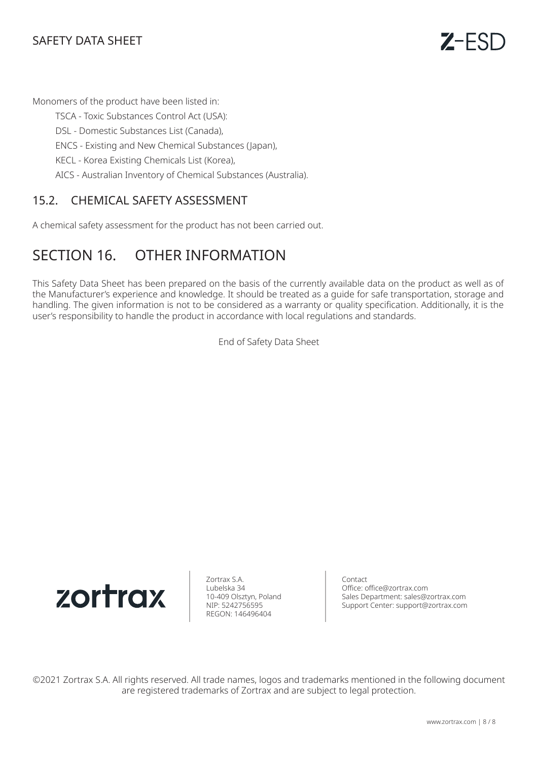Monomers of the product have been listed in:

- TSCA - Toxic Substances Control Act (USA):
- DSL - Domestic Substances List (Canada),
- ENCS - Existing and New Chemical Substances (Japan),
- KECL - Korea Existing Chemicals List (Korea),
- AICS - Australian Inventory of Chemical Substances (Australia).

### 15.2. CHEMICAL SAFETY ASSESSMENT

A chemical safety assessment for the product has not been carried out.

## SECTION 16. OTHER INFORMATION

This Safety Data Sheet has been prepared on the basis of the currently available data on the product as well as of the Manufacturer's experience and knowledge. It should be treated as a guide for safe transportation, storage and handling. The given information is not to be considered as a warranty or quality specification. Additionally, it is the user's responsibility to handle the product in accordance with local regulations and standards.

End of Safety Data Sheet

zortrax

Zortrax S.A.
Lubelska 34
10-409 Olsztyn, Poland
NIP: 5242756595
REGON: 146496404

Contact
Office: office@zortrax.com
Sales Department: sales@zortrax.com
Support Center: support@zortrax.com

©2021 Zortrax S.A. All rights reserved. All trade names, logos and trademarks mentioned in the following document are registered trademarks of Zortrax and are subject to legal protection.